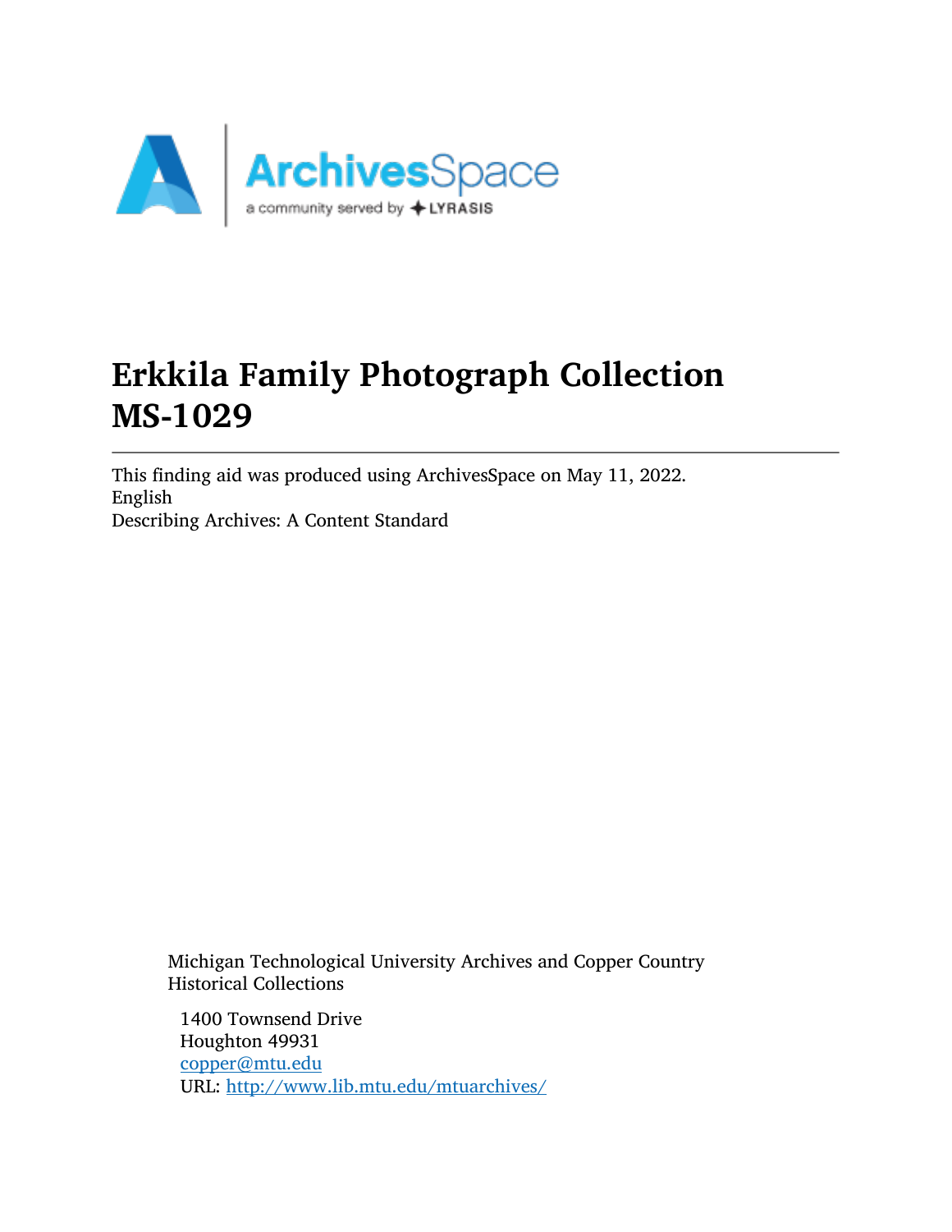# Erkkila Family Photograph Collection
# MS-1029

---

This finding aid was produced using ArchivesSpace on May 11, 2022.
English
Describing Archives: A Content Standard

Michigan Technological University Archives and Copper Country Historical Collections

1400 Townsend Drive
Houghton 49931
[copper@mtu.edu](mailto:copper@mtu.edu)
URL: [http://www.lib.mtu.edu/mtuarchives/](http://www.lib.mtu.edu/mtuarchives/)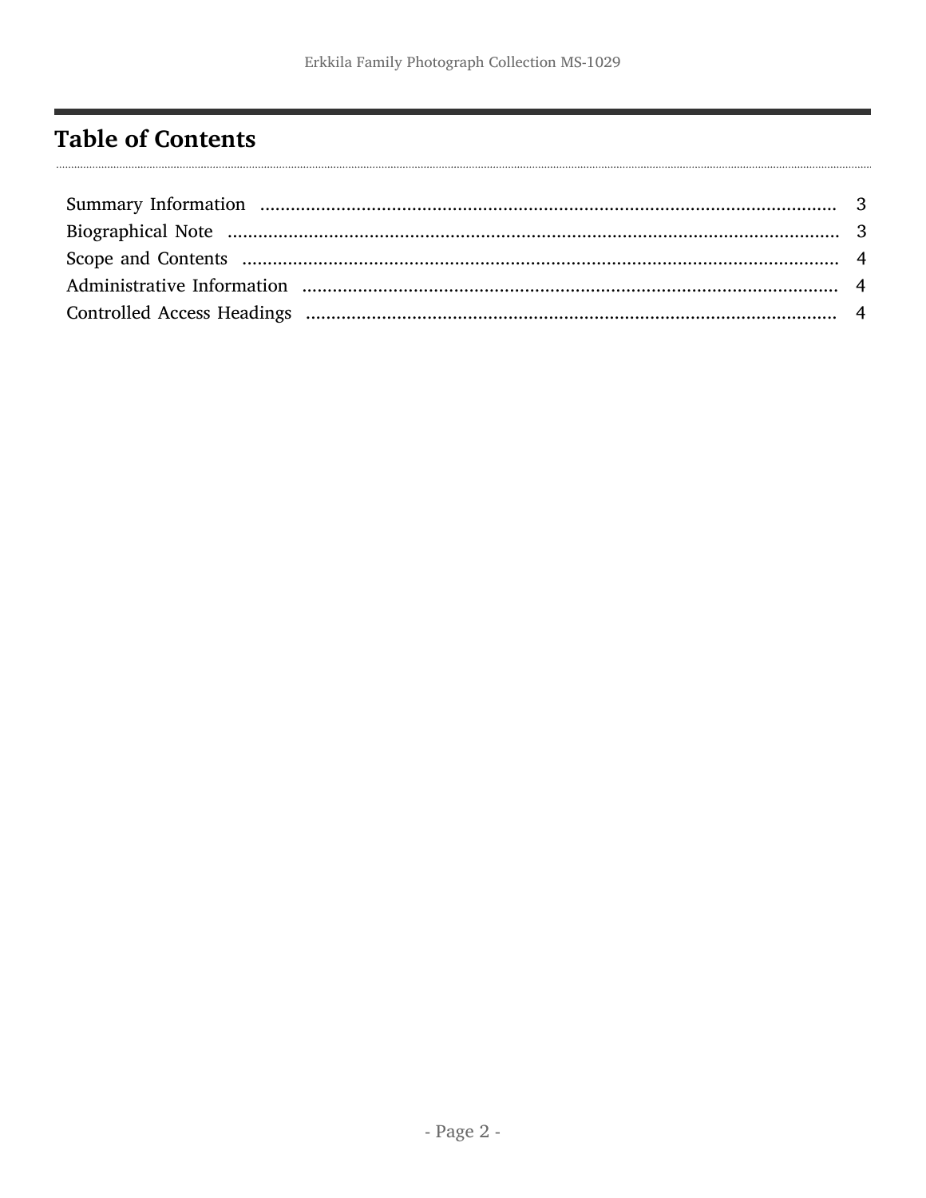## Table of Contents

Summary Information ........................................................ 3
Biographical Note ........................................................ 3
Scope and Contents ........................................................ 4
Administrative Information ........................................................ 4
Controlled Access Headings ........................................................ 4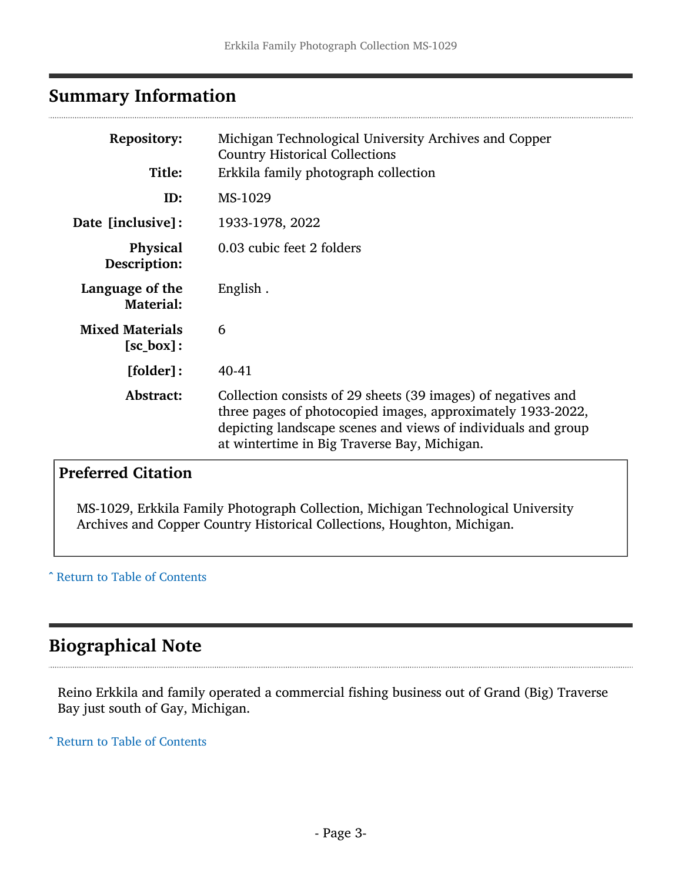## Summary Information

| | |
|---|---|
| **Repository:** | Michigan Technological University Archives and Copper Country Historical Collections |
| **Title:** | Erkkila family photograph collection |
| **ID:** | MS-1029 |
| **Date [inclusive]:** | 1933-1978, 2022 |
| **Physical Description:** | 0.03 cubic feet 2 folders |
| **Language of the Material:** | English . |
| **Mixed Materials [sc_box]:** | 6 |
| **[folder]:** | 40-41 |
| **Abstract:** | Collection consists of 29 sheets (39 images) of negatives and three pages of photocopied images, approximately 1933-2022, depicting landscape scenes and views of individuals and group at wintertime in Big Traverse Bay, Michigan. |

### Preferred Citation

MS-1029, Erkkila Family Photograph Collection, Michigan Technological University Archives and Copper Country Historical Collections, Houghton, Michigan.

ˆ Return to Table of Contents

## Biographical Note

Reino Erkkila and family operated a commercial fishing business out of Grand (Big) Traverse Bay just south of Gay, Michigan.

ˆ Return to Table of Contents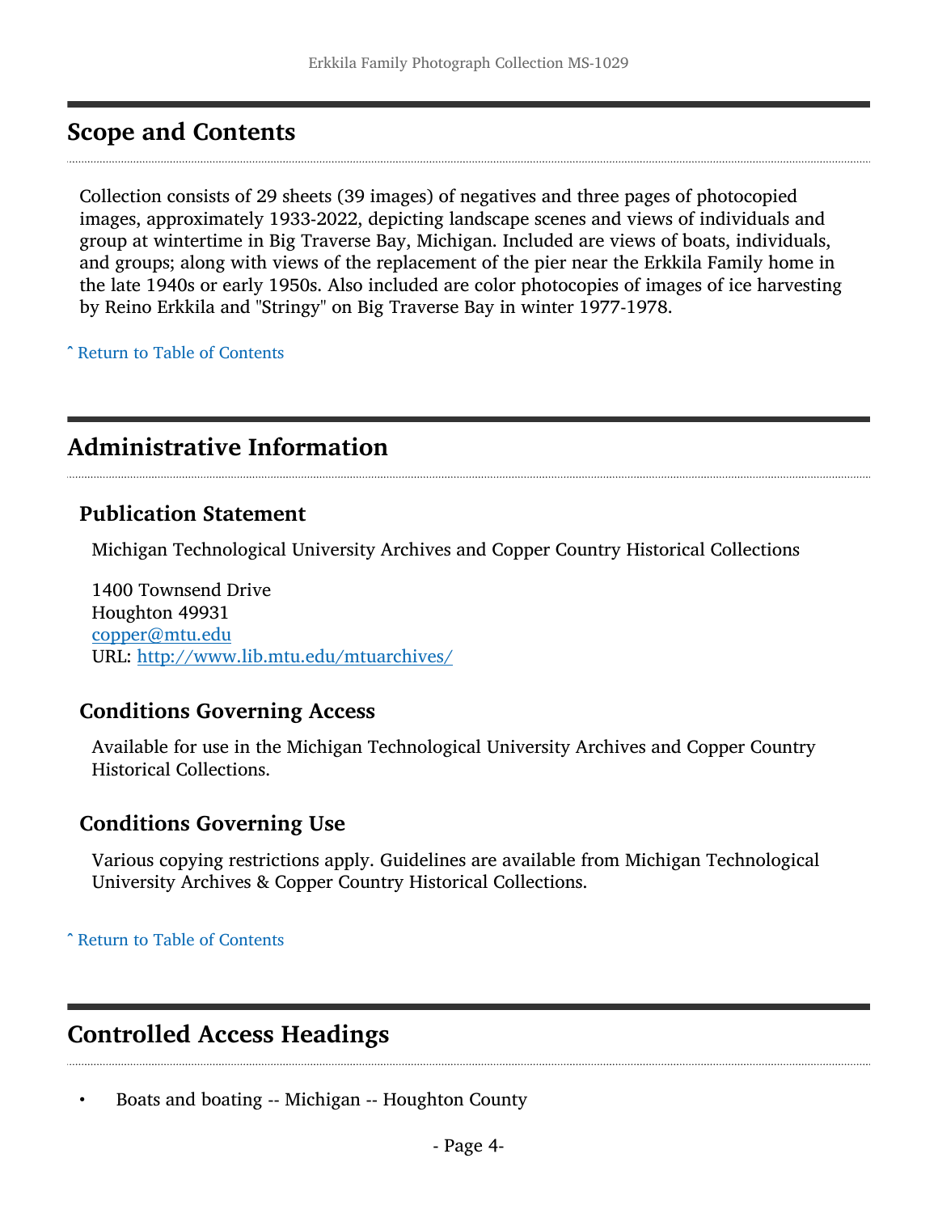## Scope and Contents

Collection consists of 29 sheets (39 images) of negatives and three pages of photocopied images, approximately 1933-2022, depicting landscape scenes and views of individuals and group at wintertime in Big Traverse Bay, Michigan. Included are views of boats, individuals, and groups; along with views of the replacement of the pier near the Erkkila Family home in the late 1940s or early 1950s. Also included are color photocopies of images of ice harvesting by Reino Erkkila and "Stringy" on Big Traverse Bay in winter 1977-1978.

ˆ Return to Table of Contents

## Administrative Information

### Publication Statement

Michigan Technological University Archives and Copper Country Historical Collections

1400 Townsend Drive
Houghton 49931
copper@mtu.edu
URL: http://www.lib.mtu.edu/mtuarchives/

### Conditions Governing Access

Available for use in the Michigan Technological University Archives and Copper Country Historical Collections.

### Conditions Governing Use

Various copying restrictions apply. Guidelines are available from Michigan Technological University Archives & Copper Country Historical Collections.

ˆ Return to Table of Contents

## Controlled Access Headings

- Boats and boating -- Michigan -- Houghton County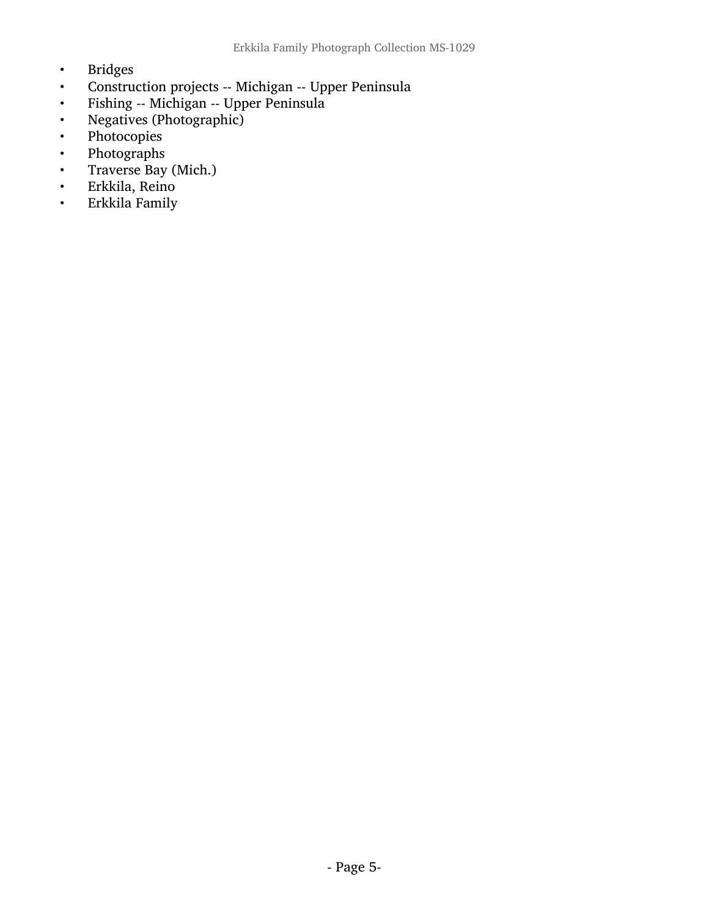- Bridges
- Construction projects -- Michigan -- Upper Peninsula
- Fishing -- Michigan -- Upper Peninsula
- Negatives (Photographic)
- Photocopies
- Photographs
- Traverse Bay (Mich.)
- Erkkila, Reino
- Erkkila Family